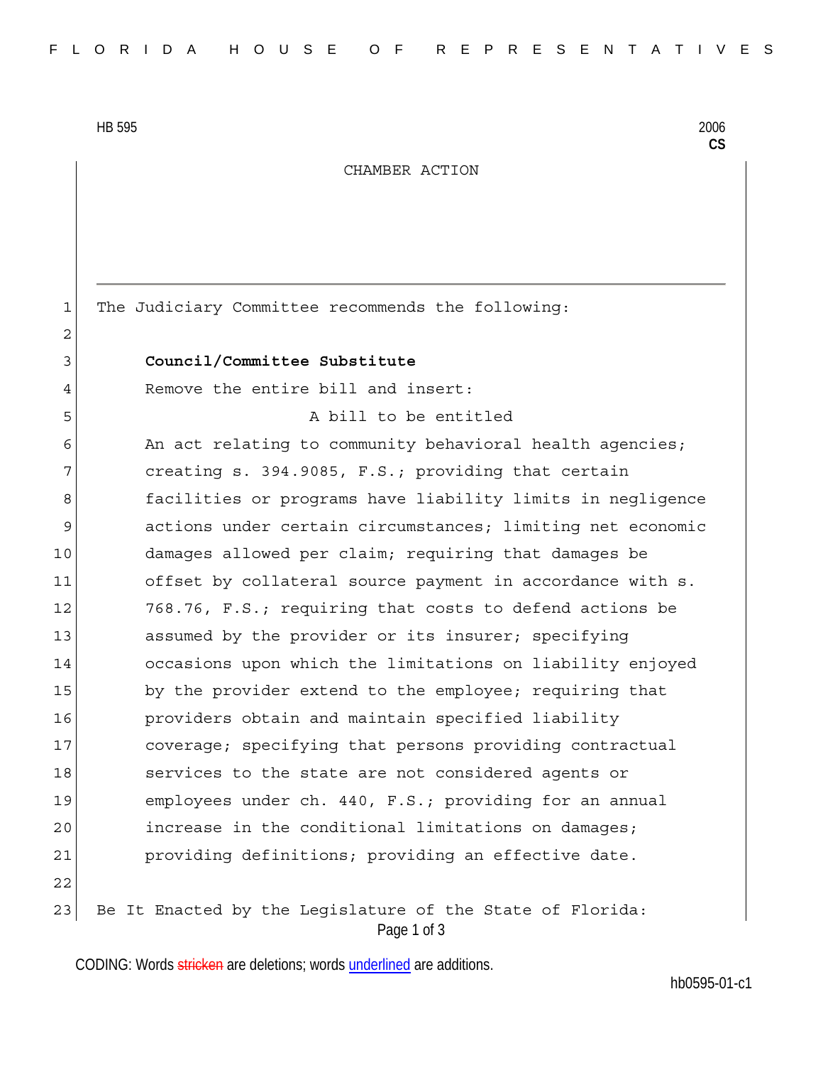HB 595 2006
**CS**

CHAMBER ACTION

The Judiciary Committee recommends the following:

**Council/Committee Substitute**

Remove the entire bill and insert:

A bill to be entitled

An act relating to community behavioral health agencies; creating s. 394.9085, F.S.; providing that certain facilities or programs have liability limits in negligence actions under certain circumstances; limiting net economic damages allowed per claim; requiring that damages be offset by collateral source payment in accordance with s. 768.76, F.S.; requiring that costs to defend actions be assumed by the provider or its insurer; specifying occasions upon which the limitations on liability enjoyed by the provider extend to the employee; requiring that providers obtain and maintain specified liability coverage; specifying that persons providing contractual services to the state are not considered agents or employees under ch. 440, F.S.; providing for an annual increase in the conditional limitations on damages; providing definitions; providing an effective date.

Be It Enacted by the Legislature of the State of Florida:

CODING: Words stricken are deletions; words underlined are additions.

hb0595-01-c1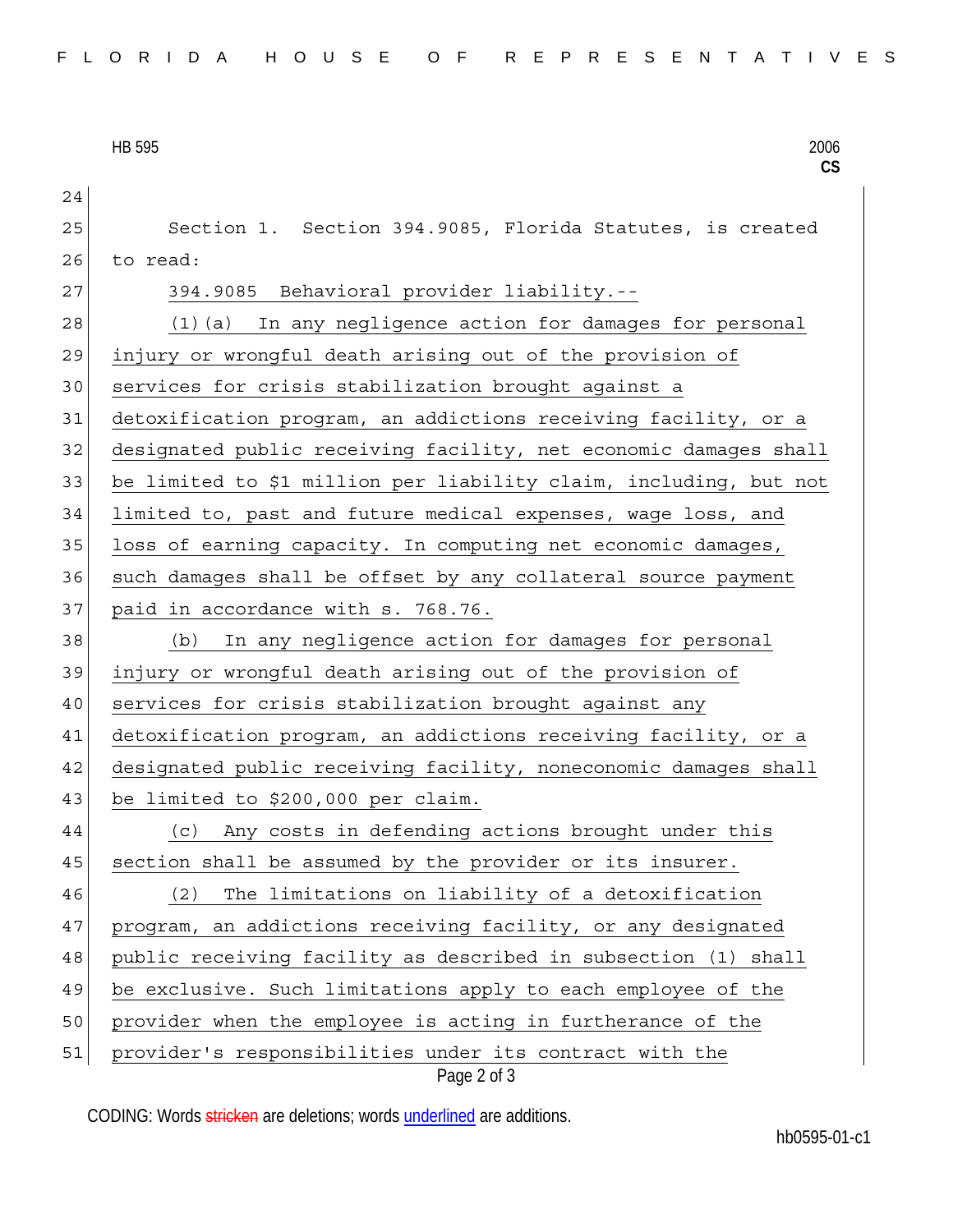Section 1. Section 394.9085, Florida Statutes, is created to read:

394.9085 Behavioral provider liability.--

(1)(a) In any negligence action for damages for personal injury or wrongful death arising out of the provision of services for crisis stabilization brought against a detoxification program, an addictions receiving facility, or a designated public receiving facility, net economic damages shall be limited to $1 million per liability claim, including, but not limited to, past and future medical expenses, wage loss, and loss of earning capacity. In computing net economic damages, such damages shall be offset by any collateral source payment paid in accordance with s. 768.76.

(b) In any negligence action for damages for personal injury or wrongful death arising out of the provision of services for crisis stabilization brought against any detoxification program, an addictions receiving facility, or a designated public receiving facility, noneconomic damages shall be limited to $200,000 per claim.

(c) Any costs in defending actions brought under this section shall be assumed by the provider or its insurer.

(2) The limitations on liability of a detoxification program, an addictions receiving facility, or any designated public receiving facility as described in subsection (1) shall be exclusive. Such limitations apply to each employee of the provider when the employee is acting in furtherance of the provider's responsibilities under its contract with the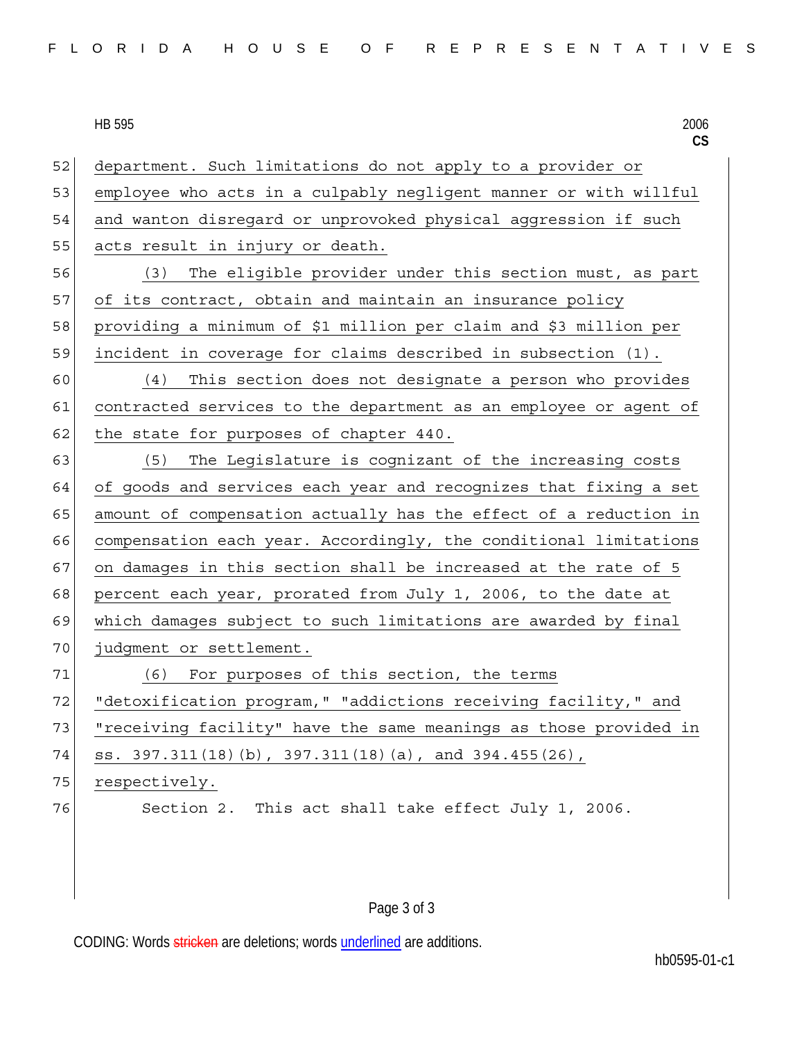department. Such limitations do not apply to a provider or employee who acts in a culpably negligent manner or with willful and wanton disregard or unprovoked physical aggression if such acts result in injury or death.

(3) The eligible provider under this section must, as part of its contract, obtain and maintain an insurance policy providing a minimum of $1 million per claim and $3 million per incident in coverage for claims described in subsection (1).

(4) This section does not designate a person who provides contracted services to the department as an employee or agent of the state for purposes of chapter 440.

(5) The Legislature is cognizant of the increasing costs of goods and services each year and recognizes that fixing a set amount of compensation actually has the effect of a reduction in compensation each year. Accordingly, the conditional limitations on damages in this section shall be increased at the rate of 5 percent each year, prorated from July 1, 2006, to the date at which damages subject to such limitations are awarded by final judgment or settlement.

(6) For purposes of this section, the terms "detoxification program," "addictions receiving facility," and "receiving facility" have the same meanings as those provided in ss. 397.311(18)(b), 397.311(18)(a), and 394.455(26), respectively.

Section 2. This act shall take effect July 1, 2006.